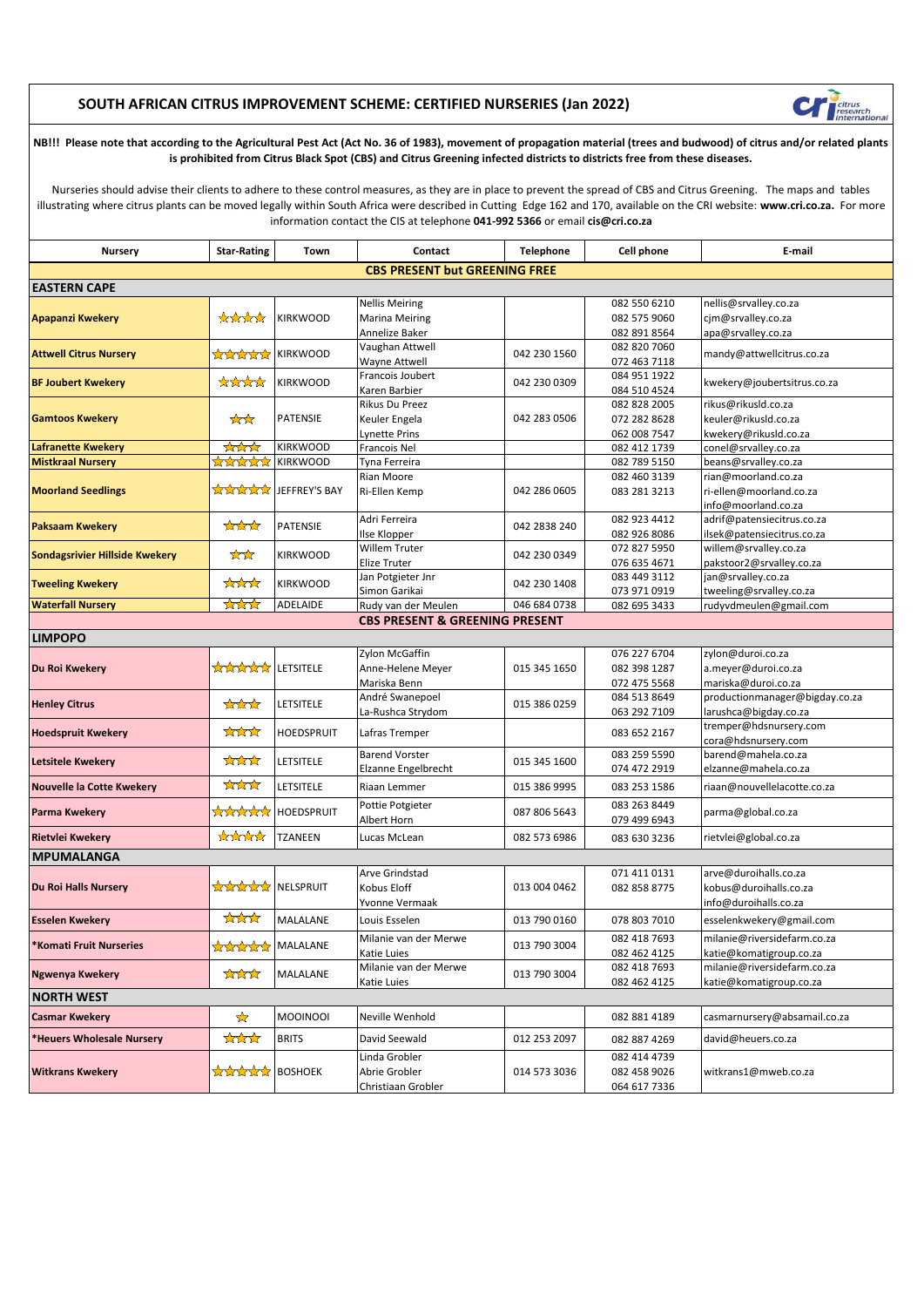# SOUTH AFRICAN CITRUS IMPROVEMENT SCHEME: CERTIFIED NURSERIES (Jan 2022)

**NB!!! Please note that according to the Agricultural Pest Act (Act No. 36 of 1983), movement of propagation material (trees and budwood) of citrus and/or related plants is prohibited from Citrus Black Spot (CBS) and Citrus Greening infected districts to districts free from these diseases.**

Nurseries should advise their clients to adhere to these control measures, as they are in place to prevent the spread of CBS and Citrus Greening. The maps and tables illustrating where citrus plants can be moved legally within South Africa were described in Cutting Edge 162 and 170, available on the CRI website: **www.cri.co.za.** For more information contact the CIS at telephone **041-992 5366** or email **cis@cri.co.za**

| Nursery | Star-Rating | Town | Contact | Telephone | Cell phone | E-mail |
|---|---|---|---|---|---|---|
| **CBS PRESENT but GREENING FREE** | | | | | | |
| **EASTERN CAPE** | | | | | | |
| **Apapanzi Kwekery** | ★★★★ | KIRKWOOD | Nellis Meiring<br>Marina Meiring<br>Annelize Baker | | 082 550 6210<br>082 575 9060<br>082 891 8564 | nellis@srvalley.co.za<br>cjm@srvalley.co.za<br>apa@srvalley.co.za |
| **Attwell Citrus Nursery** | ★★★★★ | KIRKWOOD | Vaughan Attwell<br>Wayne Attwell | 042 230 1560 | 082 820 7060<br>072 463 7118 | mandy@attwellcitrus.co.za |
| **BF Joubert Kwekery** | ★★★★ | KIRKWOOD | Francois Joubert<br>Karen Barbier | 042 230 0309 | 084 951 1922<br>084 510 4524 | kwekery@joubertsitrus.co.za |
| **Gamtoos Kwekery** | ★★ | PATENSIE | Rikus Du Preez<br>Keuler Engela<br>Lynette Prins | 042 283 0506 | 082 828 2005<br>072 282 8628<br>062 008 7547 | rikus@rikusld.co.za<br>keuler@rikusld.co.za<br>kwekery@rikusld.co.za |
| **Lafranette Kwekery** | ★★★ | KIRKWOOD | Francois Nel | | 082 412 1739 | conel@srvalley.co.za |
| **Mistkraal Nursery** | ★★★★★ | KIRKWOOD | Tyna Ferreira | | 082 789 5150 | beans@srvalley.co.za |
| **Moorland Seedlings** | ★★★★★ | JEFFREY'S BAY | Rian Moore<br>Ri-Ellen Kemp | 042 286 0605 | 082 460 3139<br>083 281 3213 | rian@moorland.co.za<br>ri-ellen@moorland.co.za<br>info@moorland.co.za |
| **Paksaam Kwekery** | ★★★ | PATENSIE | Adri Ferreira<br>Ilse Klopper | 042 2838 240 | 082 923 4412<br>082 926 8086 | adrif@patensiecitrus.co.za<br>ilsek@patensiecitrus.co.za |
| **Sondagsrivier Hillside Kwekery** | ★★ | KIRKWOOD | Willem Truter<br>Elize Truter | 042 230 0349 | 072 827 5950<br>076 635 4671 | willem@srvalley.co.za<br>pakstoor2@srvalley.co.za |
| **Tweeling Kwekery** | ★★★ | KIRKWOOD | Jan Potgieter Jnr<br>Simon Garikai | 042 230 1408 | 083 449 3112<br>073 971 0919 | jan@srvalley.co.za<br>tweeling@srvalley.co.za |
| **Waterfall Nursery** | ★★★ | ADELAIDE | Rudy van der Meulen | 046 684 0738 | 082 695 3433 | rudyvdmeulen@gmail.com |
| **CBS PRESENT & GREENING PRESENT** | | | | | | |
| **LIMPOPO** | | | | | | |
| **Du Roi Kwekery** | ★★★★★ | LETSITELE | Zylon McGaffin<br>Anne-Helene Meyer<br>Mariska Benn | 015 345 1650 | 076 227 6704<br>082 398 1287<br>072 475 5568 | zylon@duroi.co.za<br>a.meyer@duroi.co.za<br>mariska@duroi.co.za |
| **Henley Citrus** | ★★★ | LETSITELE | André Swanepoel<br>La-Rushca Strydom | 015 386 0259 | 084 513 8649<br>063 292 7109 | productionmanager@bigday.co.za<br>larushca@bigday.co.za |
| **Hoedspruit Kwekery** | ★★★ | HOEDSPRUIT | Lafras Tremper | | 083 652 2167 | tremper@hdsnursery.com<br>cora@hdsnursery.com |
| **Letsitele Kwekery** | ★★★ | LETSITELE | Barend Vorster<br>Elzanne Engelbrecht | 015 345 1600 | 083 259 5590<br>074 472 2919 | barend@mahela.co.za<br>elzanne@mahela.co.za |
| **Nouvelle la Cotte Kwekery** | ★★★ | LETSITELE | Riaan Lemmer | 015 386 9995 | 083 253 1586 | riaan@nouvellelacotte.co.za |
| **Parma Kwekery** | ★★★★★ | HOEDSPRUIT | Pottie Potgieter<br>Albert Horn | 087 806 5643 | 083 263 8449<br>079 499 6943 | parma@global.co.za |
| **Rietvlei Kwekery** | ★★★★ | TZANEEN | Lucas McLean | 082 573 6986 | 083 630 3236 | rietvlei@global.co.za |
| **MPUMALANGA** | | | | | | |
| **Du Roi Halls Nursery** | ★★★★★ | NELSPRUIT | Arve Grindstad<br>Kobus Eloff<br>Yvonne Vermaak | 013 004 0462 | 071 411 0131<br>082 858 8775 | arve@duroihalls.co.za<br>kobus@duroihalls.co.za<br>info@duroihalls.co.za |
| **Esselen Kwekery** | ★★★ | MALALANE | Louis Esselen | 013 790 0160 | 078 803 7010 | esselenkwekery@gmail.com |
| ***Komati Fruit Nurseries** | ★★★★★ | MALALANE | Milanie van der Merwe<br>Katie Luies | 013 790 3004 | 082 418 7693<br>082 462 4125 | milanie@riversidefarm.co.za<br>katie@komatigroup.co.za |
| **Ngwenya Kwekery** | ★★★ | MALALANE | Milanie van der Merwe<br>Katie Luies | 013 790 3004 | 082 418 7693<br>082 462 4125 | milanie@riversidefarm.co.za<br>katie@komatigroup.co.za |
| **NORTH WEST** | | | | | | |
| **Casmar Kwekery** | ★ | MOOINOOI | Neville Wenhold | | 082 881 4189 | casmarnursery@absamail.co.za |
| ***Heuers Wholesale Nursery** | ★★★ | BRITS | David Seewald | 012 253 2097 | 082 887 4269 | david@heuers.co.za |
| **Witkrans Kwekery** | ★★★★★ | BOSHOEK | Linda Grobler<br>Abrie Grobler<br>Christiaan Grobler | 014 573 3036 | 082 414 4739<br>082 458 9026<br>064 617 7336 | witkrans1@mweb.co.za |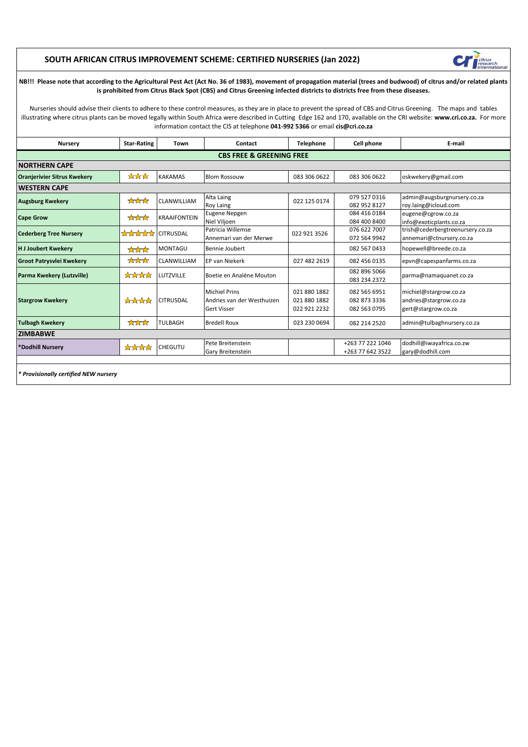## SOUTH AFRICAN CITRUS IMPROVEMENT SCHEME: CERTIFIED NURSERIES (Jan 2022)

**NB!!! Please note that according to the Agricultural Pest Act (Act No. 36 of 1983), movement of propagation material (trees and budwood) of citrus and/or related plants is prohibited from Citrus Black Spot (CBS) and Citrus Greening infected districts to districts free from these diseases.**

Nurseries should advise their clients to adhere to these control measures, as they are in place to prevent the spread of CBS and Citrus Greening. The maps and tables illustrating where citrus plants can be moved legally within South Africa were described in Cutting Edge 162 and 170, available on the CRI website: **www.cri.co.za.** For more information contact the CIS at telephone **041-992 5366** or email **cis@cri.co.za**

| Nursery | Star-Rating | Town | Contact | Telephone | Cell phone | E-mail |
|---|---|---|---|---|---|---|
| **CBS FREE & GREENING FREE** | | | | | | |
| **NORTHERN CAPE** | | | | | | |
| **Oranjerivier Sitrus Kwekery** | ★★★ | KAKAMAS | Blom Rossouw | 083 306 0622 | 083 306 0622 | oskwekery@gmail.com |
| **WESTERN CAPE** | | | | | | |
| **Augsburg Kwekery** | ★★★ | CLANWILLIAM | Alta Laing<br>Roy Laing | 022 125 0174 | 079 527 0316<br>082 952 8127 | admin@augsburgnursery.co.za<br>roy.laing@icloud.com |
| **Cape Grow** | ★★★ | KRAAIFONTEIN | Eugene Nepgen<br>Niel Viljoen | | 084 416 0184<br>084 400 8400 | eugene@cgrow.co.za<br>info@exoticplants.co.za |
| **Cederberg Tree Nursery** | ★★★★★ | CITRUSDAL | Patricia Willemse<br>Annemari van der Merwe | 022 921 3526 | 076 622 7007<br>072 564 9942 | trish@cederbergtreenursery.co.za<br>annemari@ctnursery.co.za |
| **H J Joubert Kwekery** | ★★★ | MONTAGU | Bennie Joubert | | 082 567 0433 | hopewell@breede.co.za |
| **Groot Patrysvlei Kwekery** | ★★★ | CLANWILLIAM | EP van Niekerk | 027 482 2619 | 082 456 0135 | epvn@capespanfarms.co.za |
| **Parma Kwekery (Lutzville)** | ★★★★ | LUTZVILLE | Boetie en Analéne Mouton | | 082 896 5066<br>083 234 2372 | parma@namaquanet.co.za |
| **Stargrow Kwekery** | ★★★★ | CITRUSDAL | Michiel Prins<br>Andries van der Westhuizen<br>Gert Visser | 021 880 1882<br>021 880 1882<br>022 921 2232 | 082 565 6951<br>082 873 3336<br>082 563 0795 | michiel@stargrow.co.za<br>andries@stargrow.co.za<br>gert@stargrow.co.za |
| **Tulbagh Kwekery** | ★★★ | TULBAGH | Bredell Roux | 023 230 0694 | 082 214 2520 | admin@tulbaghnursery.co.za |
| **ZIMBABWE** | | | | | | |
| ***Dodhill Nursery** | ★★★★ | CHEGUTU | Pete Breitenstein<br>Gary Breitenstein | | +263 77 222 1046<br>+263 77 642 3522 | dodhill@iwayafrica.co.zw<br>gary@dodhill.com |

*** Provisionally certified NEW nursery***